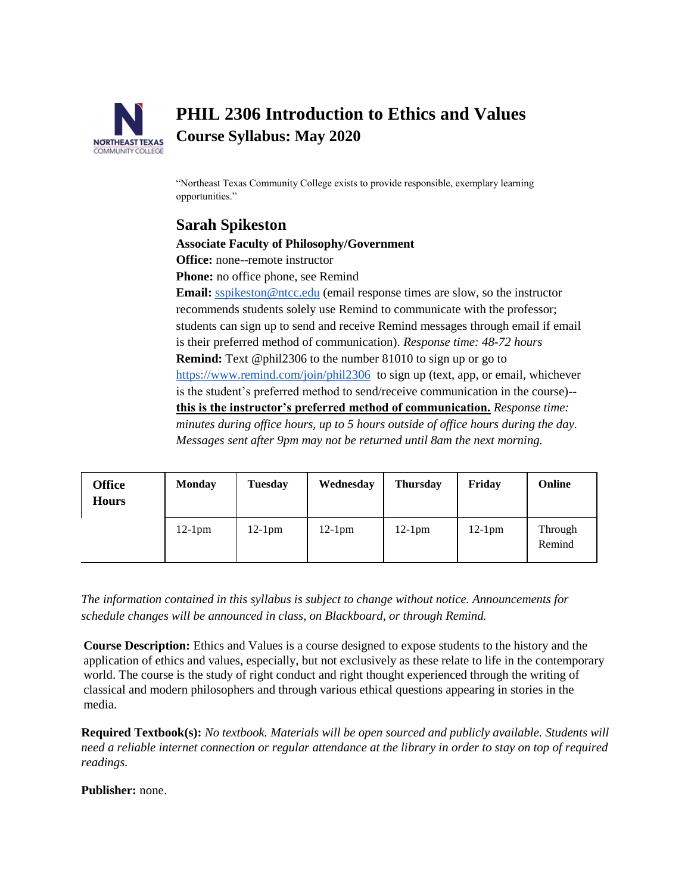# PHIL 2306 Introduction to Ethics and Values
## Course Syllabus: May 2020

"Northeast Texas Community College exists to provide responsible, exemplary learning opportunities."

## Sarah Spikeston

**Associate Faculty of Philosophy/Government**
**Office:** none--remote instructor
**Phone:** no office phone, see Remind
**Email:** sspikeston@ntcc.edu (email response times are slow, so the instructor recommends students solely use Remind to communicate with the professor; students can sign up to send and receive Remind messages through email if email is their preferred method of communication). *Response time: 48-72 hours*
**Remind:** Text @phil2306 to the number 81010 to sign up or go to https://www.remind.com/join/phil2306 to sign up (text, app, or email, whichever is the student's preferred method to send/receive communication in the course)-- **this is the instructor's preferred method of communication.** *Response time: minutes during office hours, up to 5 hours outside of office hours during the day. Messages sent after 9pm may not be returned until 8am the next morning.*

| Office Hours | Monday | Tuesday | Wednesday | Thursday | Friday | Online |
|---|---|---|---|---|---|---|
| | 12-1pm | 12-1pm | 12-1pm | 12-1pm | 12-1pm | Through Remind |

*The information contained in this syllabus is subject to change without notice. Announcements for schedule changes will be announced in class, on Blackboard, or through Remind.*

**Course Description:** Ethics and Values is a course designed to expose students to the history and the application of ethics and values, especially, but not exclusively as these relate to life in the contemporary world. The course is the study of right conduct and right thought experienced through the writing of classical and modern philosophers and through various ethical questions appearing in stories in the media.

**Required Textbook(s):** *No textbook. Materials will be open sourced and publicly available. Students will need a reliable internet connection or regular attendance at the library in order to stay on top of required readings.*

**Publisher:** none.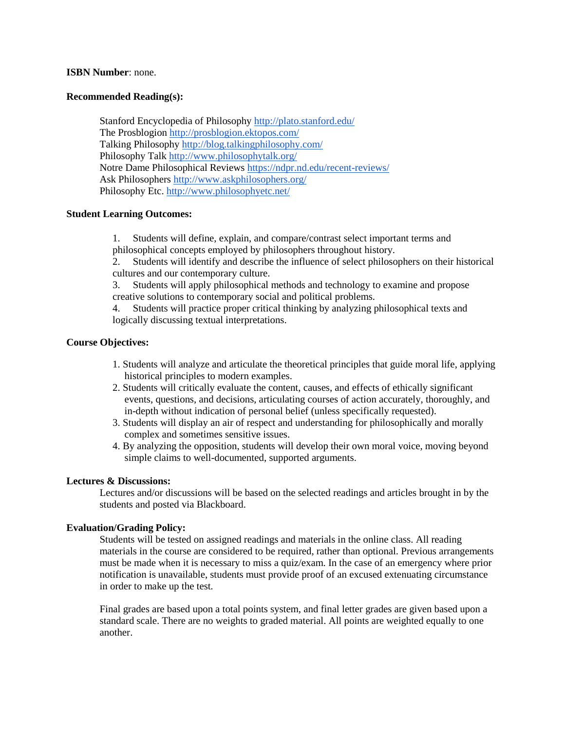**ISBN Number**: none.

**Recommended Reading(s):**

Stanford Encyclopedia of Philosophy http://plato.stanford.edu/
The Prosblogion http://prosblogion.ektopos.com/
Talking Philosophy http://blog.talkingphilosophy.com/
Philosophy Talk http://www.philosophytalk.org/
Notre Dame Philosophical Reviews https://ndpr.nd.edu/recent-reviews/
Ask Philosophers http://www.askphilosophers.org/
Philosophy Etc. http://www.philosophyetc.net/

**Student Learning Outcomes:**

1. Students will define, explain, and compare/contrast select important terms and philosophical concepts employed by philosophers throughout history.
2. Students will identify and describe the influence of select philosophers on their historical cultures and our contemporary culture.
3. Students will apply philosophical methods and technology to examine and propose creative solutions to contemporary social and political problems.
4. Students will practice proper critical thinking by analyzing philosophical texts and logically discussing textual interpretations.

**Course Objectives:**

1. Students will analyze and articulate the theoretical principles that guide moral life, applying historical principles to modern examples.
2. Students will critically evaluate the content, causes, and effects of ethically significant events, questions, and decisions, articulating courses of action accurately, thoroughly, and in-depth without indication of personal belief (unless specifically requested).
3. Students will display an air of respect and understanding for philosophically and morally complex and sometimes sensitive issues.
4. By analyzing the opposition, students will develop their own moral voice, moving beyond simple claims to well-documented, supported arguments.

**Lectures & Discussions:**

Lectures and/or discussions will be based on the selected readings and articles brought in by the students and posted via Blackboard.

**Evaluation/Grading Policy:**

Students will be tested on assigned readings and materials in the online class. All reading materials in the course are considered to be required, rather than optional. Previous arrangements must be made when it is necessary to miss a quiz/exam. In the case of an emergency where prior notification is unavailable, students must provide proof of an excused extenuating circumstance in order to make up the test.

Final grades are based upon a total points system, and final letter grades are given based upon a standard scale. There are no weights to graded material. All points are weighted equally to one another.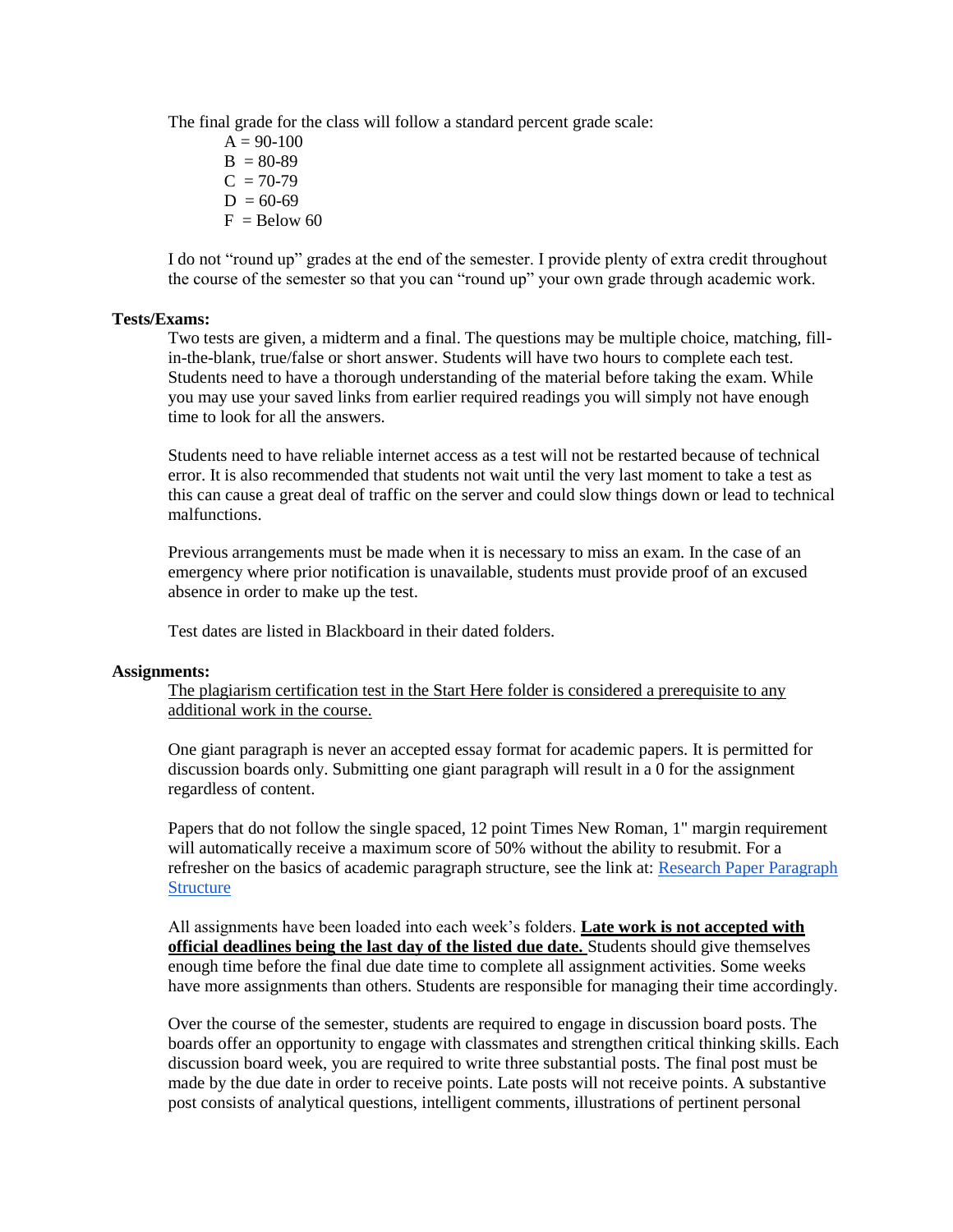The final grade for the class will follow a standard percent grade scale:

A = 90-100
B = 80-89
C = 70-79
D = 60-69
F = Below 60

I do not "round up" grades at the end of the semester. I provide plenty of extra credit throughout the course of the semester so that you can "round up" your own grade through academic work.

**Tests/Exams:**

Two tests are given, a midterm and a final. The questions may be multiple choice, matching, fill-in-the-blank, true/false or short answer. Students will have two hours to complete each test. Students need to have a thorough understanding of the material before taking the exam. While you may use your saved links from earlier required readings you will simply not have enough time to look for all the answers.

Students need to have reliable internet access as a test will not be restarted because of technical error. It is also recommended that students not wait until the very last moment to take a test as this can cause a great deal of traffic on the server and could slow things down or lead to technical malfunctions.

Previous arrangements must be made when it is necessary to miss an exam. In the case of an emergency where prior notification is unavailable, students must provide proof of an excused absence in order to make up the test.

Test dates are listed in Blackboard in their dated folders.

**Assignments:**

<u>The plagiarism certification test in the Start Here folder is considered a prerequisite to any additional work in the course.</u>

One giant paragraph is never an accepted essay format for academic papers. It is permitted for discussion boards only. Submitting one giant paragraph will result in a 0 for the assignment regardless of content.

Papers that do not follow the single spaced, 12 point Times New Roman, 1" margin requirement will automatically receive a maximum score of 50% without the ability to resubmit. For a refresher on the basics of academic paragraph structure, see the link at: [Research Paper Paragraph Structure]

All assignments have been loaded into each week's folders. **<u>Late work is not accepted with official deadlines being the last day of the listed due date.</u>** Students should give themselves enough time before the final due date time to complete all assignment activities. Some weeks have more assignments than others. Students are responsible for managing their time accordingly.

Over the course of the semester, students are required to engage in discussion board posts. The boards offer an opportunity to engage with classmates and strengthen critical thinking skills. Each discussion board week, you are required to write three substantial posts. The final post must be made by the due date in order to receive points. Late posts will not receive points. A substantive post consists of analytical questions, intelligent comments, illustrations of pertinent personal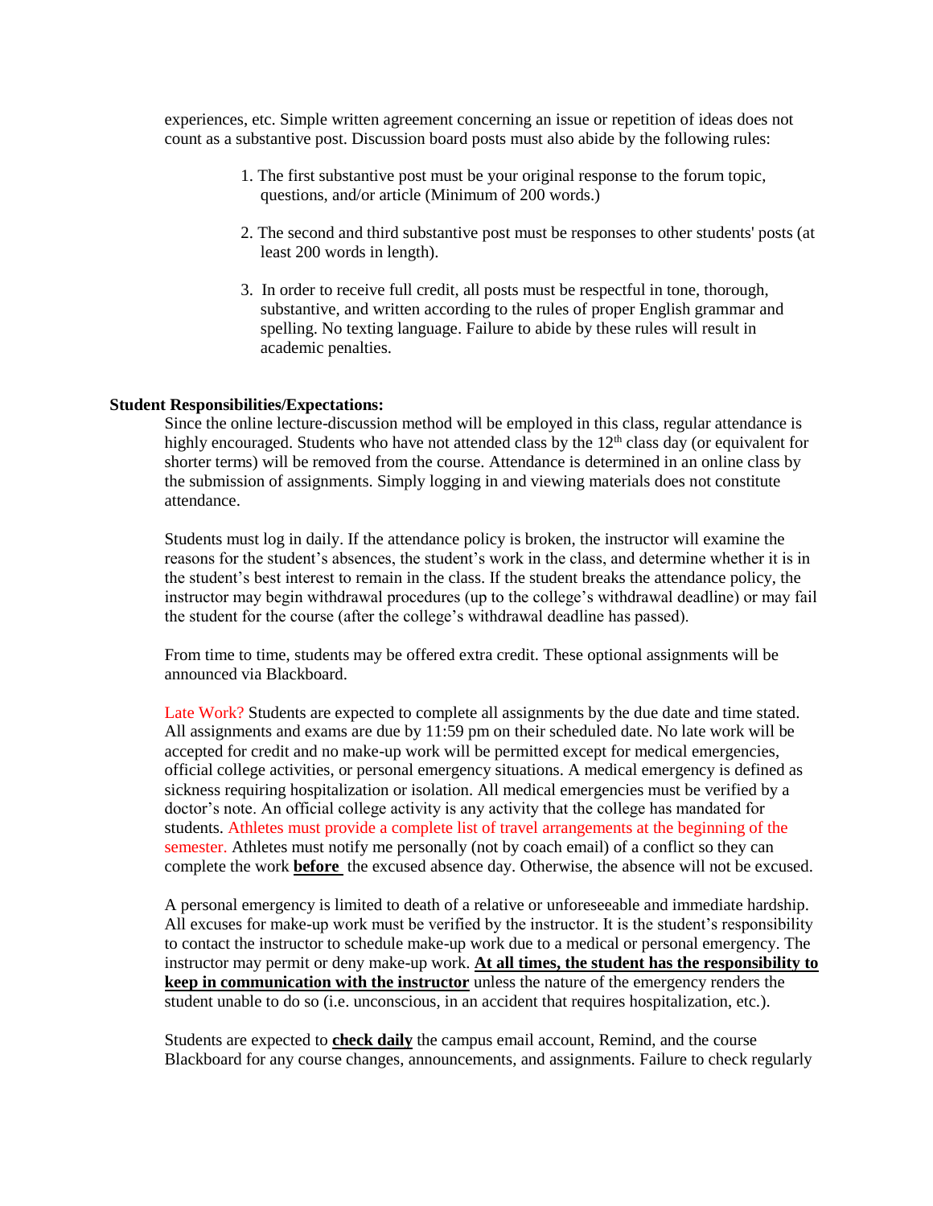experiences, etc. Simple written agreement concerning an issue or repetition of ideas does not count as a substantive post. Discussion board posts must also abide by the following rules:

1. The first substantive post must be your original response to the forum topic, questions, and/or article (Minimum of 200 words.)

2. The second and third substantive post must be responses to other students' posts (at least 200 words in length).

3. In order to receive full credit, all posts must be respectful in tone, thorough, substantive, and written according to the rules of proper English grammar and spelling. No texting language. Failure to abide by these rules will result in academic penalties.

**Student Responsibilities/Expectations:**

Since the online lecture-discussion method will be employed in this class, regular attendance is highly encouraged. Students who have not attended class by the 12th class day (or equivalent for shorter terms) will be removed from the course. Attendance is determined in an online class by the submission of assignments. Simply logging in and viewing materials does not constitute attendance.

Students must log in daily. If the attendance policy is broken, the instructor will examine the reasons for the student's absences, the student's work in the class, and determine whether it is in the student's best interest to remain in the class. If the student breaks the attendance policy, the instructor may begin withdrawal procedures (up to the college's withdrawal deadline) or may fail the student for the course (after the college's withdrawal deadline has passed).

From time to time, students may be offered extra credit. These optional assignments will be announced via Blackboard.

Late Work? Students are expected to complete all assignments by the due date and time stated. All assignments and exams are due by 11:59 pm on their scheduled date. No late work will be accepted for credit and no make-up work will be permitted except for medical emergencies, official college activities, or personal emergency situations. A medical emergency is defined as sickness requiring hospitalization or isolation. All medical emergencies must be verified by a doctor's note. An official college activity is any activity that the college has mandated for students. Athletes must provide a complete list of travel arrangements at the beginning of the semester. Athletes must notify me personally (not by coach email) of a conflict so they can complete the work **before** the excused absence day. Otherwise, the absence will not be excused.

A personal emergency is limited to death of a relative or unforeseeable and immediate hardship. All excuses for make-up work must be verified by the instructor. It is the student's responsibility to contact the instructor to schedule make-up work due to a medical or personal emergency. The instructor may permit or deny make-up work. **At all times, the student has the responsibility to keep in communication with the instructor** unless the nature of the emergency renders the student unable to do so (i.e. unconscious, in an accident that requires hospitalization, etc.).

Students are expected to **check daily** the campus email account, Remind, and the course Blackboard for any course changes, announcements, and assignments. Failure to check regularly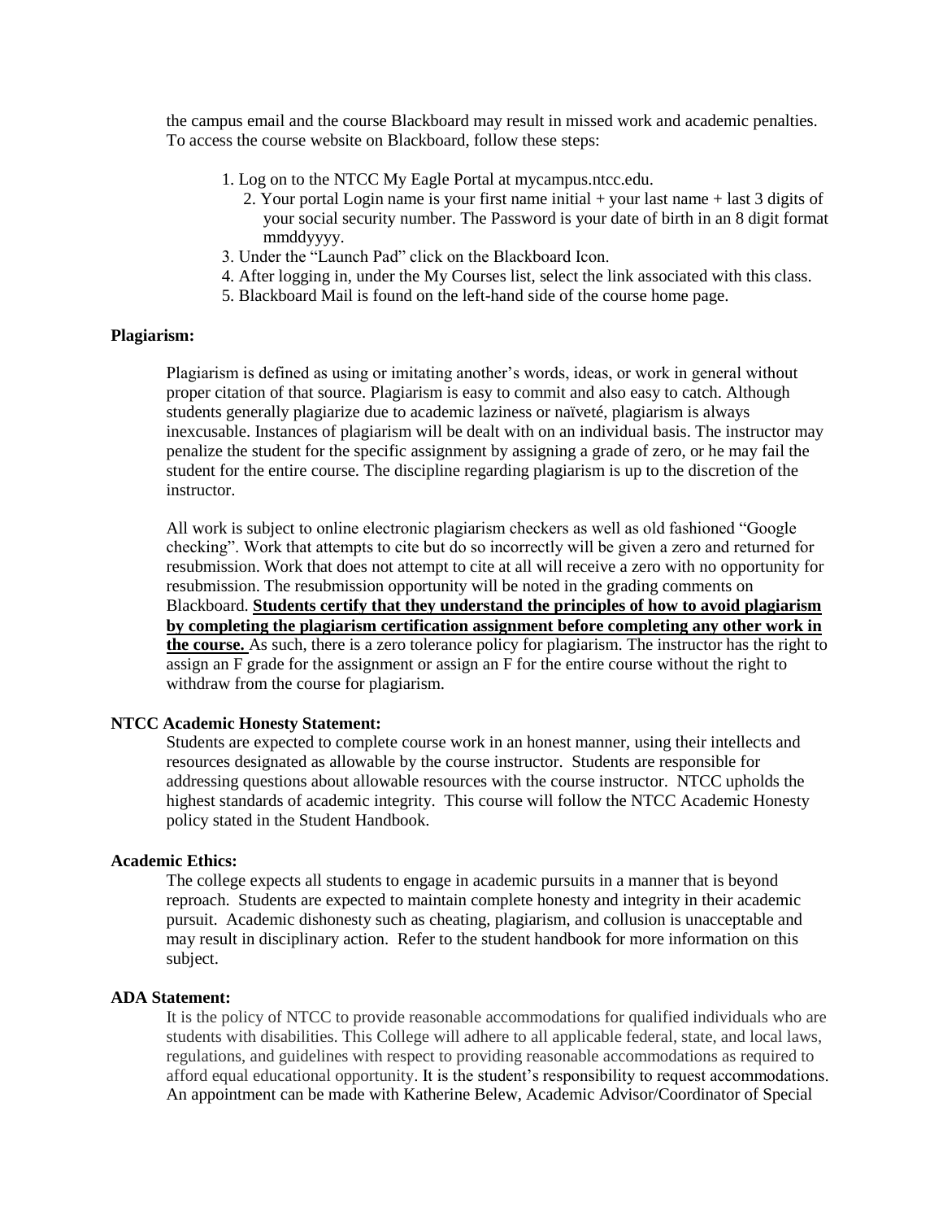the campus email and the course Blackboard may result in missed work and academic penalties. To access the course website on Blackboard, follow these steps:

1. Log on to the NTCC My Eagle Portal at mycampus.ntcc.edu.
2. Your portal Login name is your first name initial + your last name + last 3 digits of your social security number. The Password is your date of birth in an 8 digit format mmddyyyy.
3. Under the "Launch Pad" click on the Blackboard Icon.
4. After logging in, under the My Courses list, select the link associated with this class.
5. Blackboard Mail is found on the left-hand side of the course home page.

**Plagiarism:**

Plagiarism is defined as using or imitating another's words, ideas, or work in general without proper citation of that source. Plagiarism is easy to commit and also easy to catch. Although students generally plagiarize due to academic laziness or naïveté, plagiarism is always inexcusable. Instances of plagiarism will be dealt with on an individual basis. The instructor may penalize the student for the specific assignment by assigning a grade of zero, or he may fail the student for the entire course. The discipline regarding plagiarism is up to the discretion of the instructor.

All work is subject to online electronic plagiarism checkers as well as old fashioned "Google checking". Work that attempts to cite but do so incorrectly will be given a zero and returned for resubmission. Work that does not attempt to cite at all will receive a zero with no opportunity for resubmission. The resubmission opportunity will be noted in the grading comments on Blackboard. **Students certify that they understand the principles of how to avoid plagiarism by completing the plagiarism certification assignment before completing any other work in the course.** As such, there is a zero tolerance policy for plagiarism. The instructor has the right to assign an F grade for the assignment or assign an F for the entire course without the right to withdraw from the course for plagiarism.

**NTCC Academic Honesty Statement:**

Students are expected to complete course work in an honest manner, using their intellects and resources designated as allowable by the course instructor. Students are responsible for addressing questions about allowable resources with the course instructor. NTCC upholds the highest standards of academic integrity. This course will follow the NTCC Academic Honesty policy stated in the Student Handbook.

**Academic Ethics:**

The college expects all students to engage in academic pursuits in a manner that is beyond reproach. Students are expected to maintain complete honesty and integrity in their academic pursuit. Academic dishonesty such as cheating, plagiarism, and collusion is unacceptable and may result in disciplinary action. Refer to the student handbook for more information on this subject.

**ADA Statement:**

It is the policy of NTCC to provide reasonable accommodations for qualified individuals who are students with disabilities. This College will adhere to all applicable federal, state, and local laws, regulations, and guidelines with respect to providing reasonable accommodations as required to afford equal educational opportunity. It is the student's responsibility to request accommodations. An appointment can be made with Katherine Belew, Academic Advisor/Coordinator of Special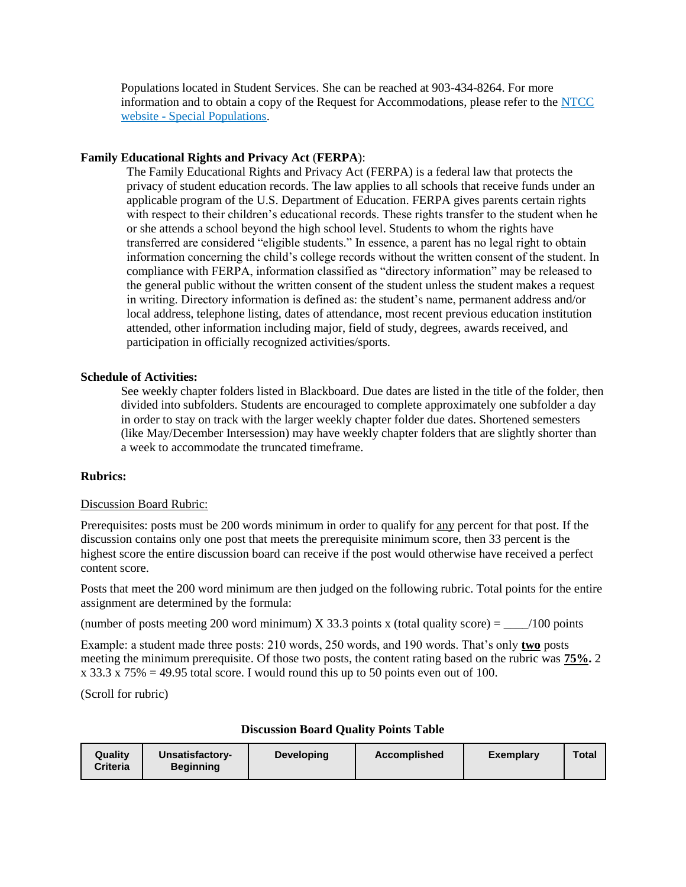Populations located in Student Services. She can be reached at 903-434-8264. For more information and to obtain a copy of the Request for Accommodations, please refer to the [NTCC website - Special Populations](#).

**Family Educational Rights and Privacy Act** (**FERPA**):

The Family Educational Rights and Privacy Act (FERPA) is a federal law that protects the privacy of student education records. The law applies to all schools that receive funds under an applicable program of the U.S. Department of Education. FERPA gives parents certain rights with respect to their children's educational records. These rights transfer to the student when he or she attends a school beyond the high school level. Students to whom the rights have transferred are considered "eligible students." In essence, a parent has no legal right to obtain information concerning the child's college records without the written consent of the student. In compliance with FERPA, information classified as "directory information" may be released to the general public without the written consent of the student unless the student makes a request in writing. Directory information is defined as: the student's name, permanent address and/or local address, telephone listing, dates of attendance, most recent previous education institution attended, other information including major, field of study, degrees, awards received, and participation in officially recognized activities/sports.

**Schedule of Activities:**

See weekly chapter folders listed in Blackboard. Due dates are listed in the title of the folder, then divided into subfolders. Students are encouraged to complete approximately one subfolder a day in order to stay on track with the larger weekly chapter folder due dates. Shortened semesters (like May/December Intersession) may have weekly chapter folders that are slightly shorter than a week to accommodate the truncated timeframe.

**Rubrics:**

<u>Discussion Board Rubric:</u>

Prerequisites: posts must be 200 words minimum in order to qualify for <u>any</u> percent for that post. If the discussion contains only one post that meets the prerequisite minimum score, then 33 percent is the highest score the entire discussion board can receive if the post would otherwise have received a perfect content score.

Posts that meet the 200 word minimum are then judged on the following rubric. Total points for the entire assignment are determined by the formula:

(number of posts meeting 200 word minimum) X 33.3 points x (total quality score) = ____/100 points

Example: a student made three posts: 210 words, 250 words, and 190 words. That's only **<u>two</u>** posts meeting the minimum prerequisite. Of those two posts, the content rating based on the rubric was **<u>75%</u>.** 2 x 33.3 x 75% = 49.95 total score. I would round this up to 50 points even out of 100.

(Scroll for rubric)

**Discussion Board Quality Points Table**

| Quality Criteria | Unsatisfactory-Beginning | Developing | Accomplished | Exemplary | Total |
|---|---|---|---|---|---|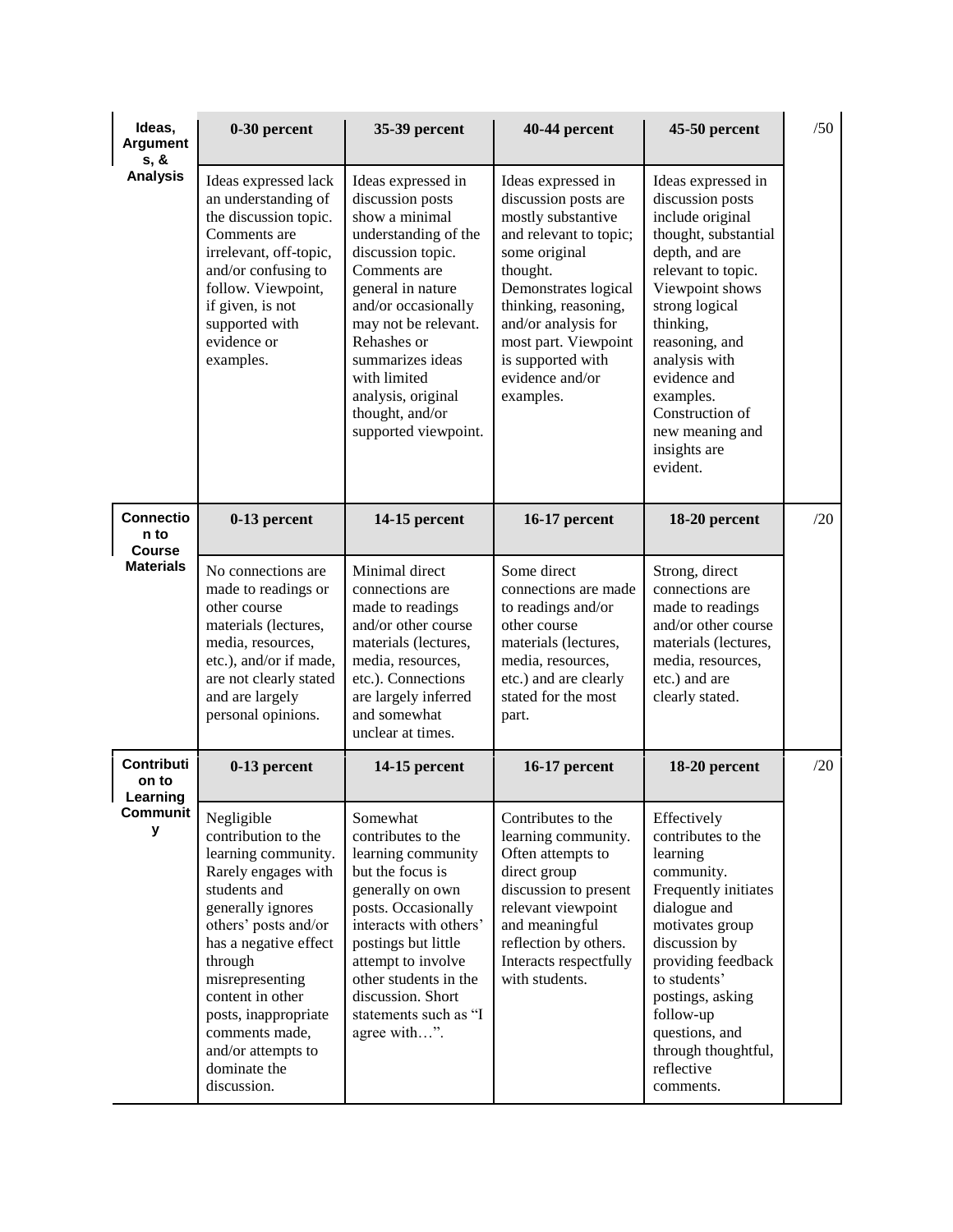| Ideas, Arguments, & Analysis | 0-30 percent | 35-39 percent | 40-44 percent | 45-50 percent | /50 |
|---|---|---|---|---|---|
| | Ideas expressed lack an understanding of the discussion topic. Comments are irrelevant, off-topic, and/or confusing to follow. Viewpoint, if given, is not supported with evidence or examples. | Ideas expressed in discussion posts show a minimal understanding of the discussion topic. Comments are general in nature and/or occasionally may not be relevant. Rehashes or summarizes ideas with limited analysis, original thought, and/or supported viewpoint. | Ideas expressed in discussion posts are mostly substantive and relevant to topic; some original thought. Demonstrates logical thinking, reasoning, and/or analysis for most part. Viewpoint is supported with evidence and/or examples. | Ideas expressed in discussion posts include original thought, substantial depth, and are relevant to topic. Viewpoint shows strong logical thinking, reasoning, and analysis with evidence and examples. Construction of new meaning and insights are evident. | |
| **Connection to Course Materials** | **0-13 percent** | **14-15 percent** | **16-17 percent** | **18-20 percent** | /20 |
| | No connections are made to readings or other course materials (lectures, media, resources, etc.), and/or if made, are not clearly stated and are largely personal opinions. | Minimal direct connections are made to readings and/or other course materials (lectures, media, resources, etc.). Connections are largely inferred and somewhat unclear at times. | Some direct connections are made to readings and/or other course materials (lectures, media, resources, etc.) and are clearly stated for the most part. | Strong, direct connections are made to readings and/or other course materials (lectures, media, resources, etc.) and are clearly stated. | |
| **Contribution to Learning Community** | **0-13 percent** | **14-15 percent** | **16-17 percent** | **18-20 percent** | /20 |
| | Negligible contribution to the learning community. Rarely engages with students and generally ignores others' posts and/or has a negative effect through misrepresenting content in other posts, inappropriate comments made, and/or attempts to dominate the discussion. | Somewhat contributes to the learning community but the focus is generally on own posts. Occasionally interacts with others' postings but little attempt to involve other students in the discussion. Short statements such as "I agree with…". | Contributes to the learning community. Often attempts to direct group discussion to present relevant viewpoint and meaningful reflection by others. Interacts respectfully with students. | Effectively contributes to the learning community. Frequently initiates dialogue and motivates group discussion by providing feedback to students' postings, asking follow-up questions, and through thoughtful, reflective comments. | |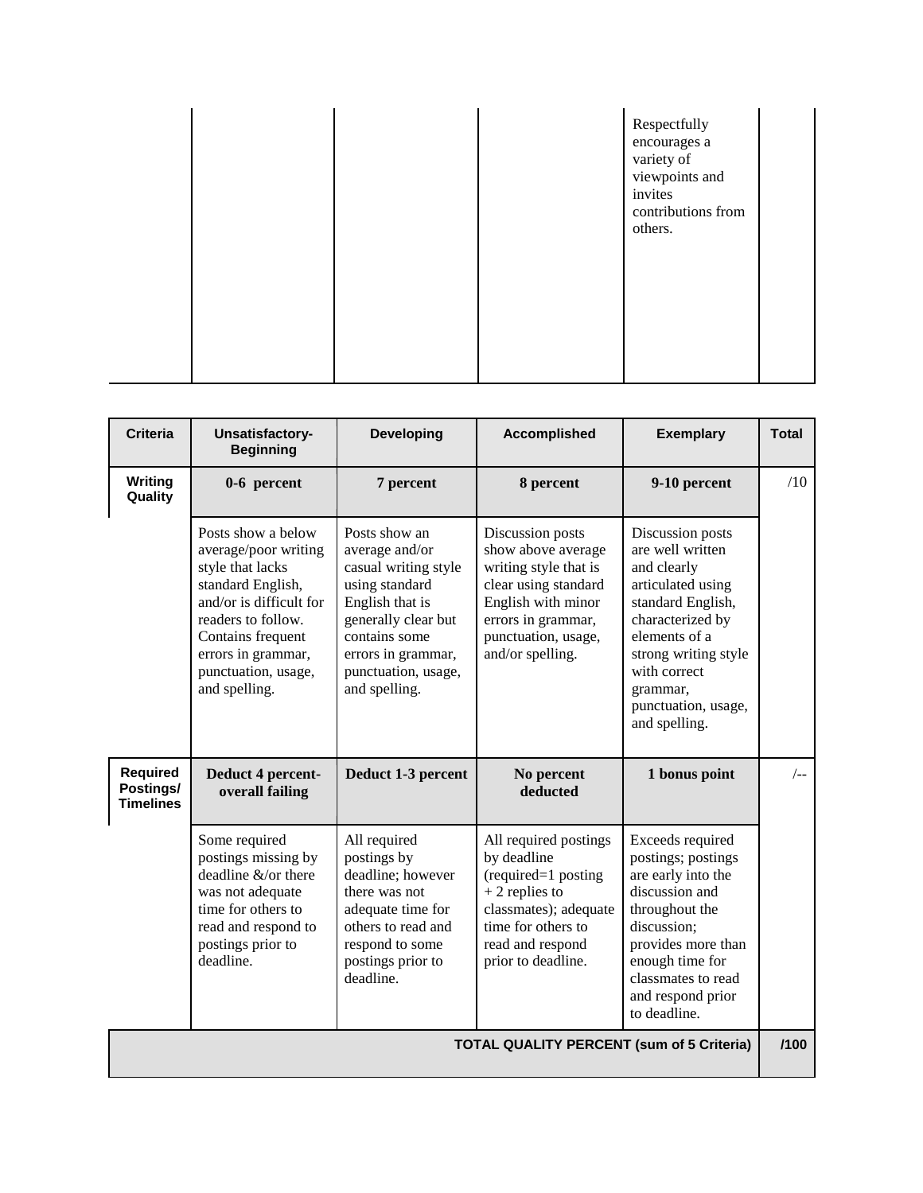| | | | | | |
|---|---|---|---|---|---|
| | | | | Respectfully encourages a variety of viewpoints and invites contributions from others. | |

| Criteria | Unsatisfactory-Beginning | Developing | Accomplished | Exemplary | Total |
|---|---|---|---|---|---|
| **Writing Quality** | **0-6 percent** | **7 percent** | **8 percent** | **9-10 percent** | /10 |
| | Posts show a below average/poor writing style that lacks standard English, and/or is difficult for readers to follow. Contains frequent errors in grammar, punctuation, usage, and spelling. | Posts show an average and/or casual writing style using standard English that is generally clear but contains some errors in grammar, punctuation, usage, and spelling. | Discussion posts show above average writing style that is clear using standard English with minor errors in grammar, punctuation, usage, and/or spelling. | Discussion posts are well written and clearly articulated using standard English, characterized by elements of a strong writing style with correct grammar, punctuation, usage, and spelling. | |
| **Required Postings/ Timelines** | **Deduct 4 percent-overall failing** | **Deduct 1-3 percent** | **No percent deducted** | **1 bonus point** | /-- |
| | Some required postings missing by deadline &/or there was not adequate time for others to read and respond to postings prior to deadline. | All required postings by deadline; however there was not adequate time for others to read and respond to some postings prior to deadline. | All required postings by deadline (required=1 posting + 2 replies to classmates); adequate time for others to read and respond prior to deadline. | Exceeds required postings; postings are early into the discussion and throughout the discussion; provides more than enough time for classmates to read and respond prior to deadline. | |
| | | | | **TOTAL QUALITY PERCENT (sum of 5 Criteria)** | **/100** |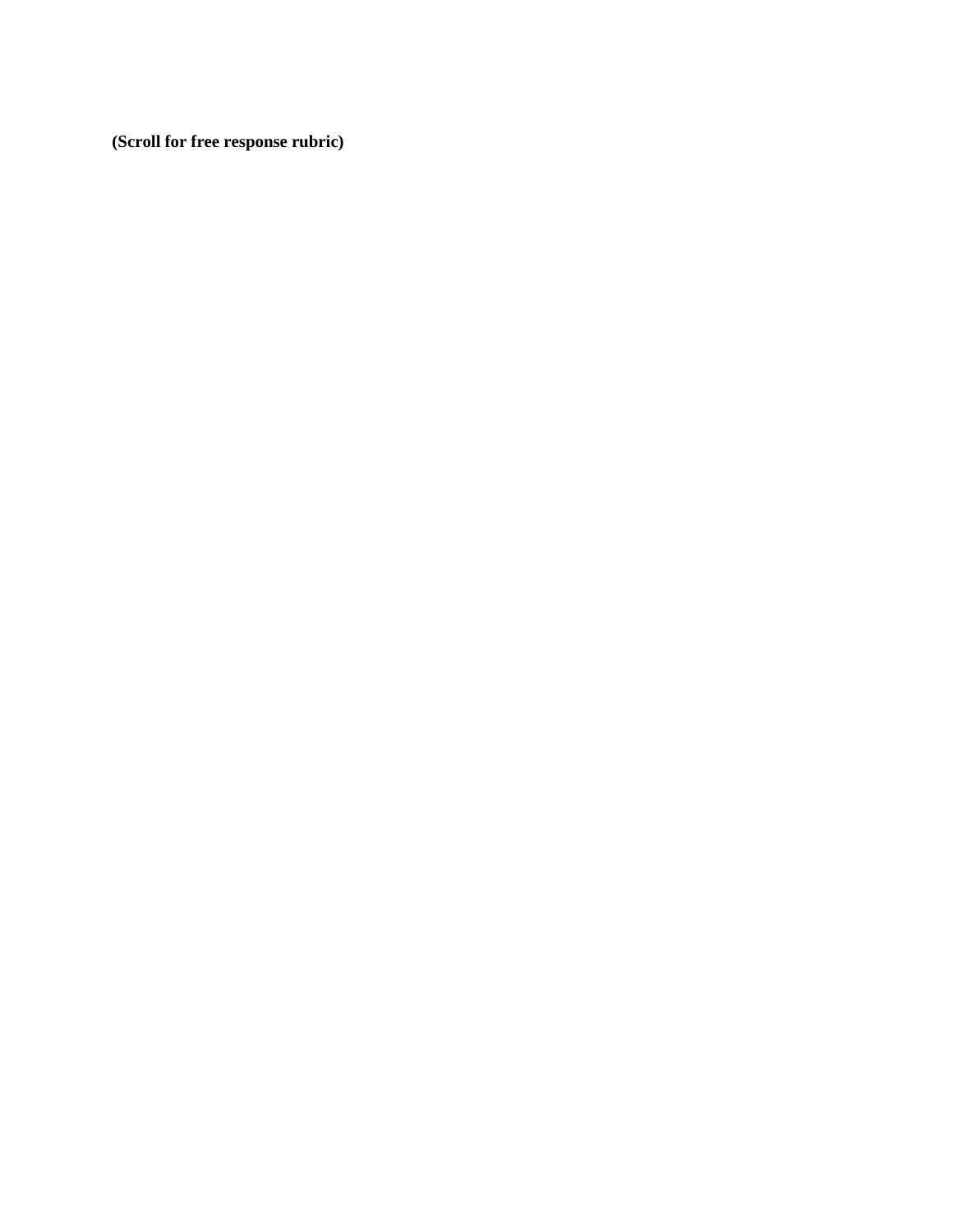**(Scroll for free response rubric)**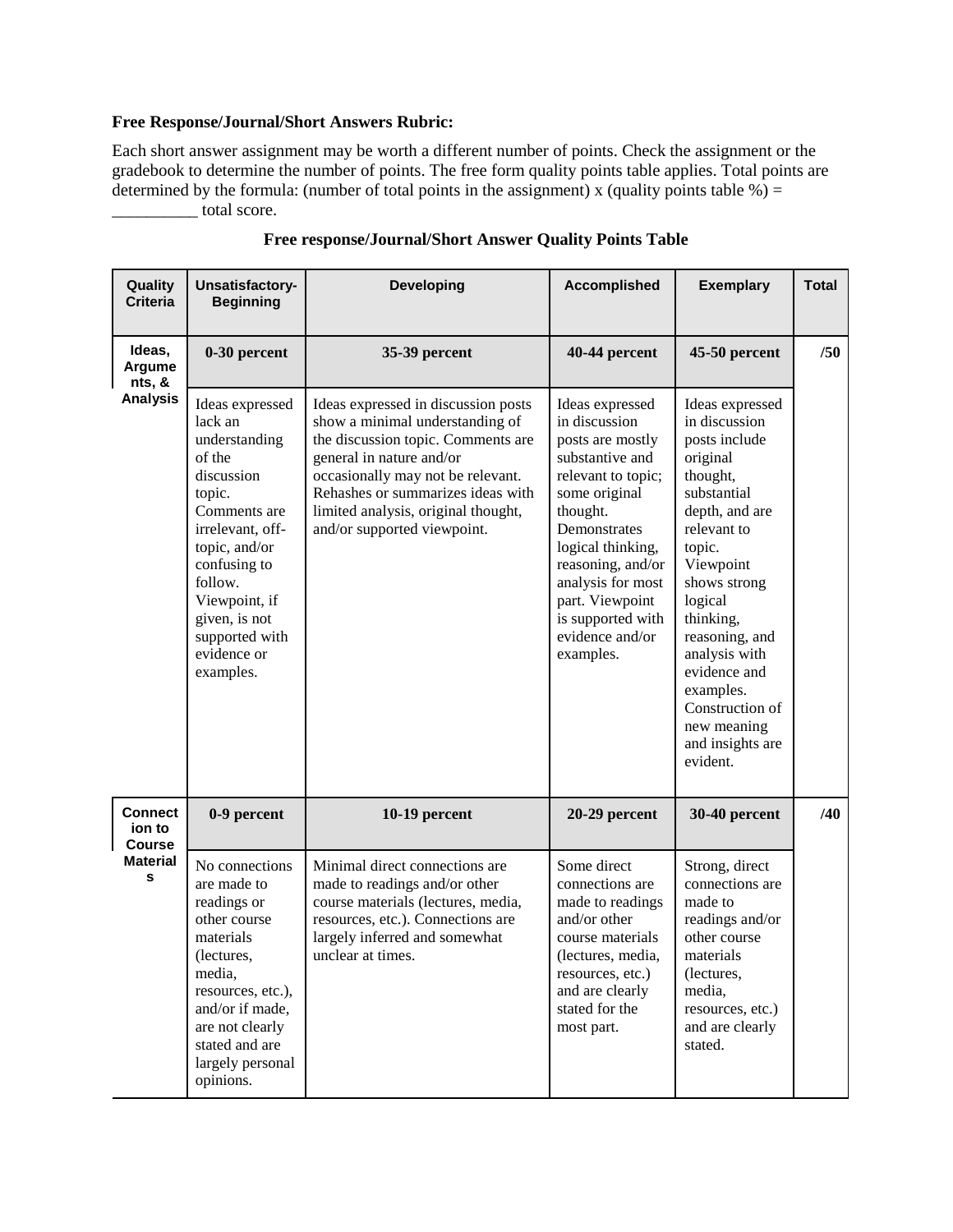**Free Response/Journal/Short Answers Rubric:**

Each short answer assignment may be worth a different number of points. Check the assignment or the gradebook to determine the number of points. The free form quality points table applies. Total points are determined by the formula: (number of total points in the assignment) x (quality points table %) = __________ total score.

**Free response/Journal/Short Answer Quality Points Table**

| Quality Criteria | Unsatisfactory-Beginning | Developing | Accomplished | Exemplary | Total |
|---|---|---|---|---|---|
| **Ideas, Arguments, & Analysis** | **0-30 percent** | **35-39 percent** | **40-44 percent** | **45-50 percent** | **/50** |
| | Ideas expressed lack an understanding of the discussion topic. Comments are irrelevant, off-topic, and/or confusing to follow. Viewpoint, if given, is not supported with evidence or examples. | Ideas expressed in discussion posts show a minimal understanding of the discussion topic. Comments are general in nature and/or occasionally may not be relevant. Rehashes or summarizes ideas with limited analysis, original thought, and/or supported viewpoint. | Ideas expressed in discussion posts are mostly substantive and relevant to topic; some original thought. Demonstrates logical thinking, reasoning, and/or analysis for most part. Viewpoint is supported with evidence and/or examples. | Ideas expressed in discussion posts include original thought, substantial depth, and are relevant to topic. Viewpoint shows strong logical thinking, reasoning, and analysis with evidence and examples. Construction of new meaning and insights are evident. | |
| **Connection to Course Materials** | **0-9 percent** | **10-19 percent** | **20-29 percent** | **30-40 percent** | **/40** |
| | No connections are made to readings or other course materials (lectures, media, resources, etc.), and/or if made, are not clearly stated and are largely personal opinions. | Minimal direct connections are made to readings and/or other course materials (lectures, media, resources, etc.). Connections are largely inferred and somewhat unclear at times. | Some direct connections are made to readings and/or other course materials (lectures, media, resources, etc.) and are clearly stated for the most part. | Strong, direct connections are made to readings and/or other course materials (lectures, media, resources, etc.) and are clearly stated. | |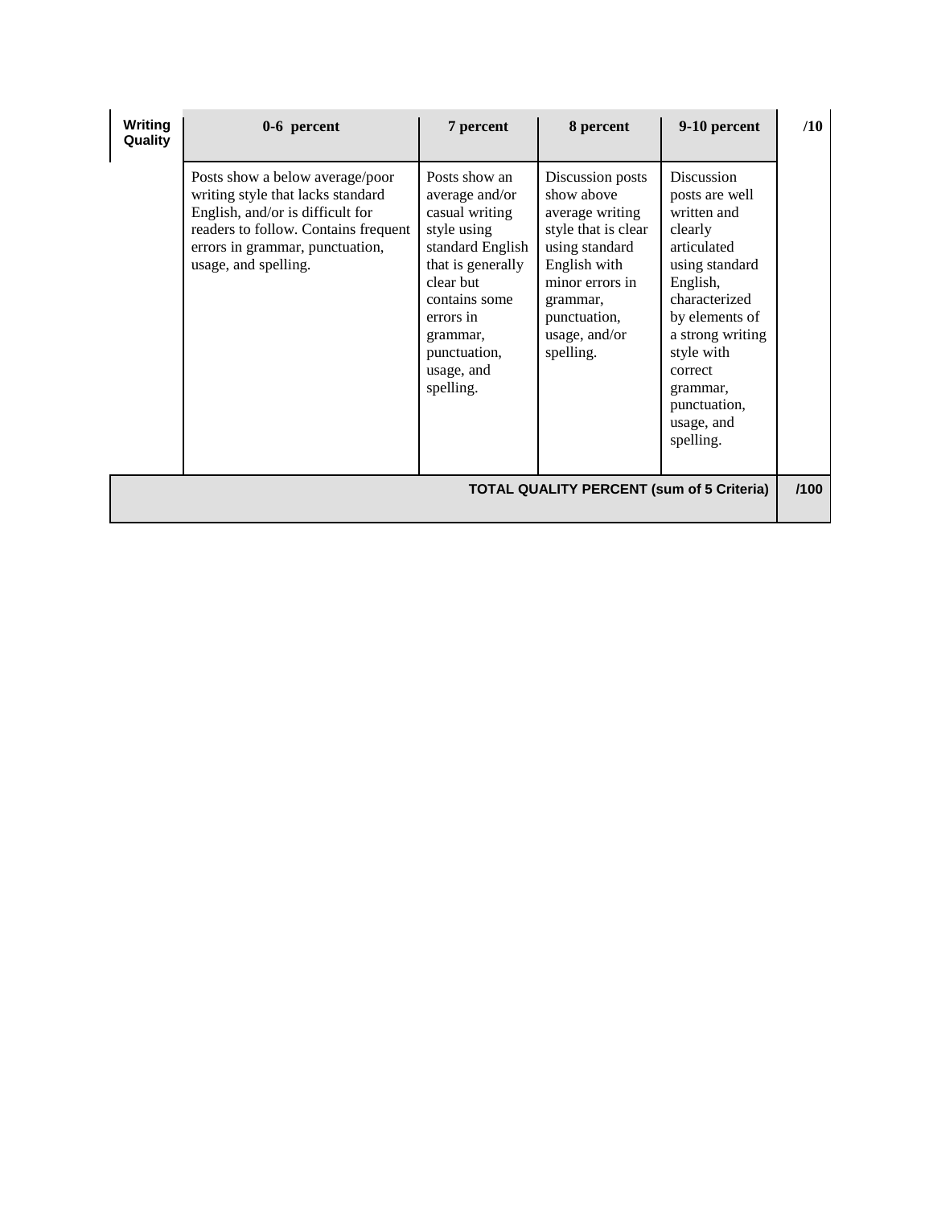| Writing Quality | 0-6 percent | 7 percent | 8 percent | 9-10 percent | /10 |
|---|---|---|---|---|---|
| | Posts show a below average/poor writing style that lacks standard English, and/or is difficult for readers to follow. Contains frequent errors in grammar, punctuation, usage, and spelling. | Posts show an average and/or casual writing style using standard English that is generally clear but contains some errors in grammar, punctuation, usage, and spelling. | Discussion posts show above average writing style that is clear using standard English with minor errors in grammar, punctuation, usage, and/or spelling. | Discussion posts are well written and clearly articulated using standard English, characterized by elements of a strong writing style with correct grammar, punctuation, usage, and spelling. | |
| | | | | **TOTAL QUALITY PERCENT (sum of 5 Criteria)** | **/100** |